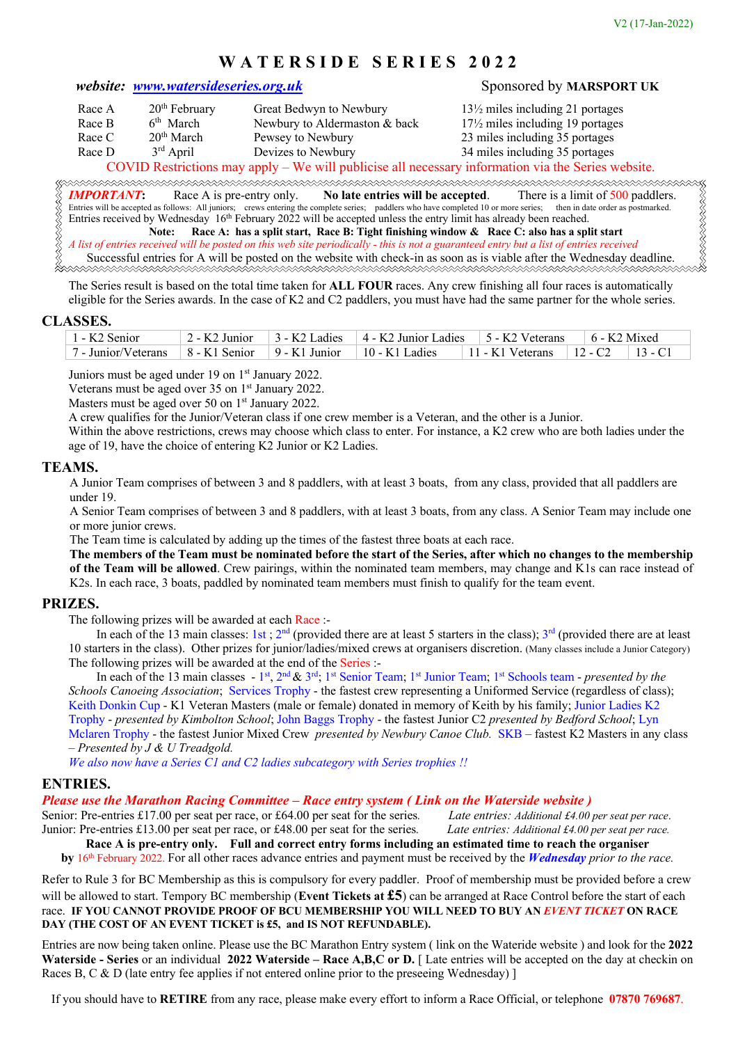V2 (17-Jan-2022)

# WATERSIDE SERIES 2022

***website:*** ***www.watersideseries.org.uk*** Sponsored by **MARSPORT UK**

| | | | |
|---|---|---|---|
| Race A | 20th February | Great Bedwyn to Newbury | 13½ miles including 21 portages |
| Race B | 6th March | Newbury to Aldermaston & back | 17½ miles including 19 portages |
| Race C | 20th March | Pewsey to Newbury | 23 miles including 35 portages |
| Race D | 3rd April | Devizes to Newbury | 34 miles including 35 portages |

COVID Restrictions may apply – We will publicise all necessary information via the Series website.

***IMPORTANT*:** Race A is pre-entry only. **No late entries will be accepted**. There is a limit of 500 paddlers.
Entries will be accepted as follows: All juniors; crews entering the complete series; paddlers who have completed 10 or more series; then in date order as postmarked.
Entries received by Wednesday 16th February 2022 will be accepted unless the entry limit has already been reached.
**Note: Race A: has a split start, Race B: Tight finishing window & Race C: also has a split start**
*A list of entries received will be posted on this web site periodically - this is not a guaranteed entry but a list of entries received*
Successful entries for A will be posted on the website with check-in as soon as is viable after the Wednesday deadline.

The Series result is based on the total time taken for **ALL FOUR** races. Any crew finishing all four races is automatically eligible for the Series awards. In the case of K2 and C2 paddlers, you must have had the same partner for the whole series.

## CLASSES.

| | | | | | | |
|---|---|---|---|---|---|---|
| 1 - K2 Senior | 2 - K2 Junior | 3 - K2 Ladies | 4 - K2 Junior Ladies | 5 - K2 Veterans | 6 - K2 Mixed | |
| 7 - Junior/Veterans | 8 - K1 Senior | 9 - K1 Junior | 10 - K1 Ladies | 11 - K1 Veterans | 12 - C2 | 13 - C1 |

Juniors must be aged under 19 on 1st January 2022.
Veterans must be aged over 35 on 1st January 2022.
Masters must be aged over 50 on 1st January 2022.
A crew qualifies for the Junior/Veteran class if one crew member is a Veteran, and the other is a Junior.
Within the above restrictions, crews may choose which class to enter. For instance, a K2 crew who are both ladies under the age of 19, have the choice of entering K2 Junior or K2 Ladies.

## TEAMS.

A Junior Team comprises of between 3 and 8 paddlers, with at least 3 boats, from any class, provided that all paddlers are under 19.
A Senior Team comprises of between 3 and 8 paddlers, with at least 3 boats, from any class. A Senior Team may include one or more junior crews.
The Team time is calculated by adding up the times of the fastest three boats at each race.
**The members of the Team must be nominated before the start of the Series, after which no changes to the membership of the Team will be allowed**. Crew pairings, within the nominated team members, may change and K1s can race instead of K2s. In each race, 3 boats, paddled by nominated team members must finish to qualify for the team event.

## PRIZES.

The following prizes will be awarded at each Race :-
In each of the 13 main classes: 1st ; 2nd (provided there are at least 5 starters in the class); 3rd (provided there are at least 10 starters in the class). Other prizes for junior/ladies/mixed crews at organisers discretion. (Many classes include a Junior Category)
The following prizes will be awarded at the end of the Series :-
In each of the 13 main classes - 1st, 2nd & 3rd; 1st Senior Team; 1st Junior Team; 1st Schools team - *presented by the Schools Canoeing Association*; Services Trophy - the fastest crew representing a Uniformed Service (regardless of class); Keith Donkin Cup - K1 Veteran Masters (male or female) donated in memory of Keith by his family; Junior Ladies K2 Trophy - *presented by Kimbolton School*; John Baggs Trophy - the fastest Junior C2 *presented by Bedford School*; Lyn Mclaren Trophy - the fastest Junior Mixed Crew *presented by Newbury Canoe Club.* SKB – fastest K2 Masters in any class – *Presented by J & U Treadgold.*
*We also now have a Series C1 and C2 ladies subcategory with Series trophies !!*

## ENTRIES.

***Please use the Marathon Racing Committee – Race entry system ( Link on the Waterside website )***

Senior: Pre-entries £17.00 per seat per race, or £64.00 per seat for the series. *Late entries: Additional £4.00 per seat per race.*
Junior: Pre-entries £13.00 per seat per race, or £48.00 per seat for the series. *Late entries: Additional £4.00 per seat per race.*

**Race A is pre-entry only. Full and correct entry forms including an estimated time to reach the organiser by** 16th February 2022. For all other races advance entries and payment must be received by the ***Wednesday*** *prior to the race.*

Refer to Rule 3 for BC Membership as this is compulsory for every paddler. Proof of membership must be provided before a crew will be allowed to start. Tempory BC membership (**Event Tickets at £5**) can be arranged at Race Control before the start of each race. **IF YOU CANNOT PROVIDE PROOF OF BCU MEMBERSHIP YOU WILL NEED TO BUY AN *EVENT TICKET* ON RACE DAY (THE COST OF AN EVENT TICKET is £5, and IS NOT REFUNDABLE).**

Entries are now being taken online. Please use the BC Marathon Entry system ( link on the Wateride website ) and look for the **2022 Waterside - Series** or an individual **2022 Waterside – Race A,B,C or D.** [ Late entries will be accepted on the day at checkin on Races B, C & D (late entry fee applies if not entered online prior to the preseeing Wednesday) ]

If you should have to **RETIRE** from any race, please make every effort to inform a Race Official, or telephone **07870 769687**.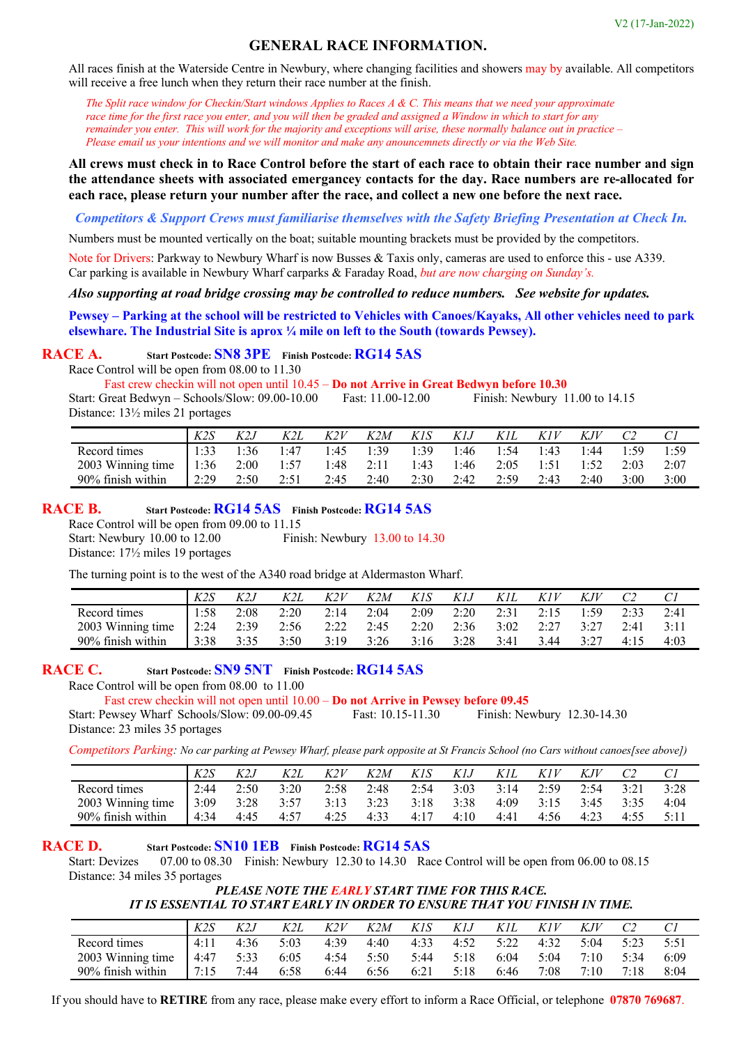V2 (17-Jan-2022)

# GENERAL RACE INFORMATION.

All races finish at the Waterside Centre in Newbury, where changing facilities and showers may by available. All competitors will receive a free lunch when they return their race number at the finish.

*The Split race window for Checkin/Start windows Applies to Races A & C. This means that we need your approximate race time for the first race you enter, and you will then be graded and assigned a Window in which to start for any remainder you enter. This will work for the majority and exceptions will arise, these normally balance out in practice – Please email us your intentions and we will monitor and make any anouncemnets directly or via the Web Site.*

**All crews must check in to Race Control before the start of each race to obtain their race number and sign the attendance sheets with associated emergancy contacts for the day. Race numbers are re-allocated for each race, please return your number after the race, and collect a new one before the next race.**

***Competitors & Support Crews must familiarise themselves with the Safety Briefing Presentation at Check In.***

Numbers must be mounted vertically on the boat; suitable mounting brackets must be provided by the competitors.

Note for Drivers: Parkway to Newbury Wharf is now Busses & Taxis only, cameras are used to enforce this - use A339.
Car parking is available in Newbury Wharf carparks & Faraday Road, *but are now charging on Sunday's.*

***Also supporting at road bridge crossing may be controlled to reduce numbers. See website for updates.***

**Pewsey – Parking at the school will be restricted to Vehicles with Canoes/Kayaks, All other vehicles need to park elsewhare. The Industrial Site is aprox ¼ mile on left to the South (towards Pewsey).**

## RACE A. Start Postcode: SN8 3PE Finish Postcode: RG14 5AS

Race Control will be open from 08.00 to 11.30
Fast crew checkin will not open until 10.45 – **Do not Arrive in Great Bedwyn before 10.30**
Start: Great Bedwyn – Schools/Slow: 09.00-10.00 Fast: 11.00-12.00 Finish: Newbury 11.00 to 14.15
Distance: 13½ miles 21 portages

| | *K2S* | *K2J* | *K2L* | *K2V* | *K2M* | *K1S* | *K1J* | *K1L* | *K1V* | *KJV* | *C2* | *C1* |
|---|---|---|---|---|---|---|---|---|---|---|---|---|
| Record times | 1:33 | 1:36 | 1:47 | 1:45 | 1:39 | 1:39 | 1:46 | 1:54 | 1:43 | 1:44 | 1:59 | 1:59 |
| 2003 Winning time | 1:36 | 2:00 | 1:57 | 1:48 | 2:11 | 1:43 | 1:46 | 2:05 | 1:51 | 1:52 | 2:03 | 2:07 |
| 90% finish within | 2:29 | 2:50 | 2:51 | 2:45 | 2:40 | 2:30 | 2:42 | 2:59 | 2:43 | 2:40 | 3:00 | 3:00 |

## RACE B. Start Postcode: RG14 5AS Finish Postcode: RG14 5AS

Race Control will be open from 09.00 to 11.15
Start: Newbury 10.00 to 12.00 Finish: Newbury 13.00 to 14.30
Distance: 17½ miles 19 portages

The turning point is to the west of the A340 road bridge at Aldermaston Wharf.

| | *K2S* | *K2J* | *K2L* | *K2V* | *K2M* | *K1S* | *K1J* | *K1L* | *K1V* | *KJV* | *C2* | *C1* |
|---|---|---|---|---|---|---|---|---|---|---|---|---|
| Record times | 1:58 | 2:08 | 2:20 | 2:14 | 2:04 | 2:09 | 2:20 | 2:31 | 2:15 | 1:59 | 2:33 | 2:41 |
| 2003 Winning time | 2:24 | 2:39 | 2:56 | 2:22 | 2:45 | 2:20 | 2:36 | 3:02 | 2:27 | 3:27 | 2:41 | 3:11 |
| 90% finish within | 3:38 | 3:35 | 3:50 | 3:19 | 3:26 | 3:16 | 3:28 | 3:41 | 3.44 | 3:27 | 4:15 | 4:03 |

## RACE C. Start Postcode: SN9 5NT Finish Postcode: RG14 5AS

Race Control will be open from 08.00 to 11.00
Fast crew checkin will not open until 10.00 – **Do not Arrive in Pewsey before 09.45**
Start: Pewsey Wharf Schools/Slow: 09.00-09.45 Fast: 10.15-11.30 Finish: Newbury 12.30-14.30
Distance: 23 miles 35 portages

Competitors Parking: *No car parking at Pewsey Wharf, please park opposite at St Francis School (no Cars without canoes[see above])*

| | *K2S* | *K2J* | *K2L* | *K2V* | *K2M* | *K1S* | *K1J* | *K1L* | *K1V* | *KJV* | *C2* | *C1* |
|---|---|---|---|---|---|---|---|---|---|---|---|---|
| Record times | 2:44 | 2:50 | 3:20 | 2:58 | 2:48 | 2:54 | 3:03 | 3:14 | 2:59 | 2:54 | 3:21 | 3:28 |
| 2003 Winning time | 3:09 | 3:28 | 3:57 | 3:13 | 3:23 | 3:18 | 3:38 | 4:09 | 3:15 | 3:45 | 3:35 | 4:04 |
| 90% finish within | 4:34 | 4:45 | 4:57 | 4:25 | 4:33 | 4:17 | 4:10 | 4:41 | 4:56 | 4:23 | 4:55 | 5:11 |

## RACE D. Start Postcode: SN10 1EB Finish Postcode: RG14 5AS

Start: Devizes 07.00 to 08.30 Finish: Newbury 12.30 to 14.30 Race Control will be open from 06.00 to 08.15
Distance: 34 miles 35 portages

***PLEASE NOTE THE EARLY START TIME FOR THIS RACE.***
***IT IS ESSENTIAL TO START EARLY IN ORDER TO ENSURE THAT YOU FINISH IN TIME.***

| | *K2S* | *K2J* | *K2L* | *K2V* | *K2M* | *K1S* | *K1J* | *K1L* | *K1V* | *KJV* | *C2* | *C1* |
|---|---|---|---|---|---|---|---|---|---|---|---|---|
| Record times | 4:11 | 4:36 | 5:03 | 4:39 | 4:40 | 4:33 | 4:52 | 5:22 | 4:32 | 5:04 | 5:23 | 5:51 |
| 2003 Winning time | 4:47 | 5:33 | 6:05 | 4:54 | 5:50 | 5:44 | 5:18 | 6:04 | 5:04 | 7:10 | 5:34 | 6:09 |
| 90% finish within | 7:15 | 7:44 | 6:58 | 6:44 | 6:56 | 6:21 | 5:18 | 6:46 | 7:08 | 7:10 | 7:18 | 8:04 |

If you should have to **RETIRE** from any race, please make every effort to inform a Race Official, or telephone **07870 769687**.